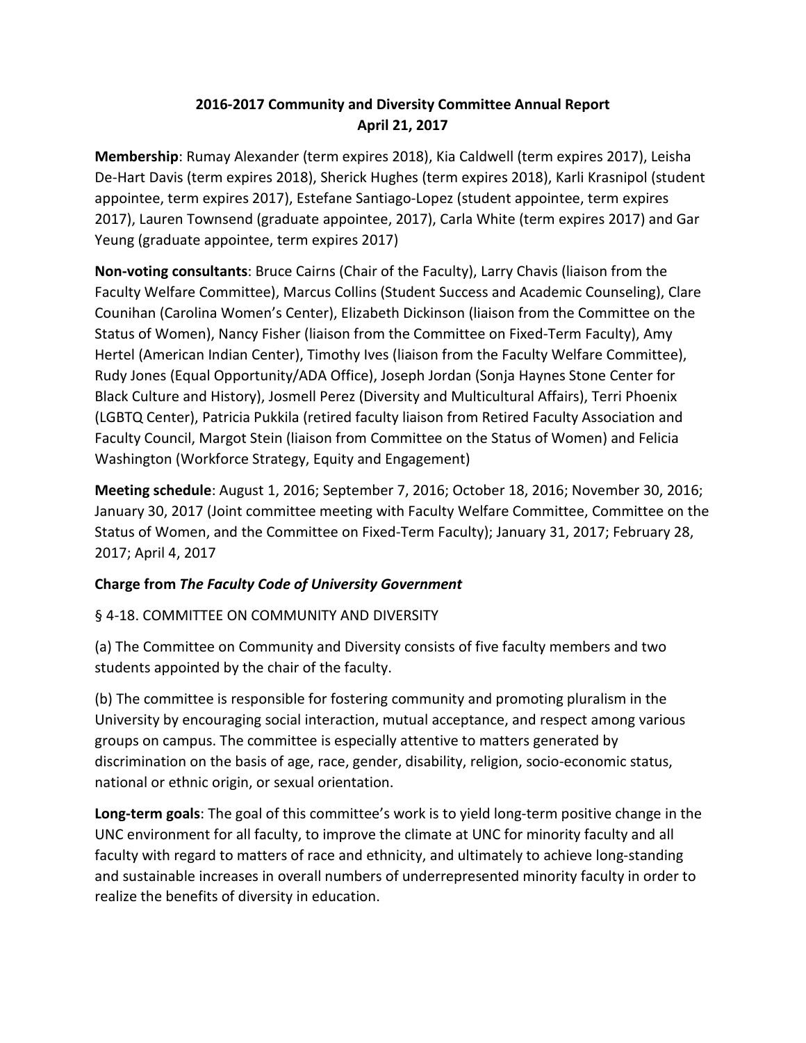# 2016-2017 Community and Diversity Committee Annual Report
## April 21, 2017

**Membership**: Rumay Alexander (term expires 2018), Kia Caldwell (term expires 2017), Leisha De-Hart Davis (term expires 2018), Sherick Hughes (term expires 2018), Karli Krasnipol (student appointee, term expires 2017), Estefane Santiago-Lopez (student appointee, term expires 2017), Lauren Townsend (graduate appointee, 2017), Carla White (term expires 2017) and Gar Yeung (graduate appointee, term expires 2017)

**Non-voting consultants**: Bruce Cairns (Chair of the Faculty), Larry Chavis (liaison from the Faculty Welfare Committee), Marcus Collins (Student Success and Academic Counseling), Clare Counihan (Carolina Women's Center), Elizabeth Dickinson (liaison from the Committee on the Status of Women), Nancy Fisher (liaison from the Committee on Fixed-Term Faculty), Amy Hertel (American Indian Center), Timothy Ives (liaison from the Faculty Welfare Committee), Rudy Jones (Equal Opportunity/ADA Office), Joseph Jordan (Sonja Haynes Stone Center for Black Culture and History), Josmell Perez (Diversity and Multicultural Affairs), Terri Phoenix (LGBTQ Center), Patricia Pukkila (retired faculty liaison from Retired Faculty Association and Faculty Council, Margot Stein (liaison from Committee on the Status of Women) and Felicia Washington (Workforce Strategy, Equity and Engagement)

**Meeting schedule**: August 1, 2016; September 7, 2016; October 18, 2016; November 30, 2016; January 30, 2017 (Joint committee meeting with Faculty Welfare Committee, Committee on the Status of Women, and the Committee on Fixed-Term Faculty); January 31, 2017; February 28, 2017; April 4, 2017

### Charge from *The Faculty Code of University Government*

§ 4-18. COMMITTEE ON COMMUNITY AND DIVERSITY

(a) The Committee on Community and Diversity consists of five faculty members and two students appointed by the chair of the faculty.

(b) The committee is responsible for fostering community and promoting pluralism in the University by encouraging social interaction, mutual acceptance, and respect among various groups on campus. The committee is especially attentive to matters generated by discrimination on the basis of age, race, gender, disability, religion, socio-economic status, national or ethnic origin, or sexual orientation.

**Long-term goals**: The goal of this committee's work is to yield long-term positive change in the UNC environment for all faculty, to improve the climate at UNC for minority faculty and all faculty with regard to matters of race and ethnicity, and ultimately to achieve long-standing and sustainable increases in overall numbers of underrepresented minority faculty in order to realize the benefits of diversity in education.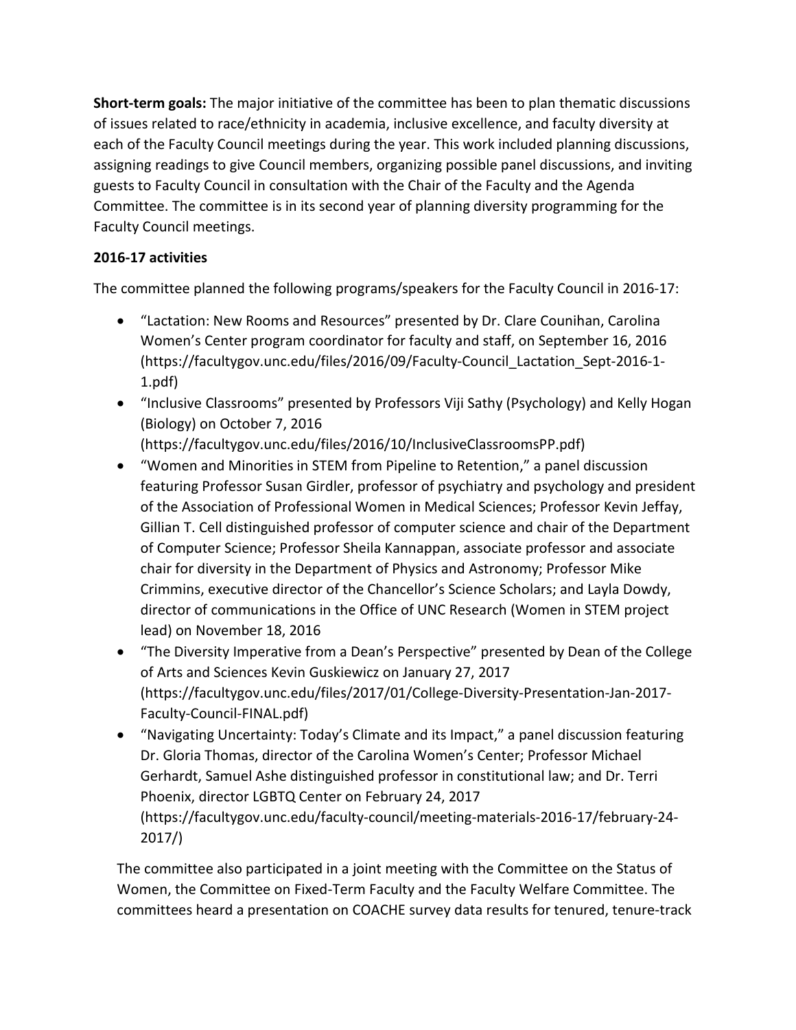**Short-term goals:** The major initiative of the committee has been to plan thematic discussions of issues related to race/ethnicity in academia, inclusive excellence, and faculty diversity at each of the Faculty Council meetings during the year. This work included planning discussions, assigning readings to give Council members, organizing possible panel discussions, and inviting guests to Faculty Council in consultation with the Chair of the Faculty and the Agenda Committee. The committee is in its second year of planning diversity programming for the Faculty Council meetings.

**2016-17 activities**

The committee planned the following programs/speakers for the Faculty Council in 2016-17:

- "Lactation: New Rooms and Resources" presented by Dr. Clare Counihan, Carolina Women's Center program coordinator for faculty and staff, on September 16, 2016 (https://facultygov.unc.edu/files/2016/09/Faculty-Council_Lactation_Sept-2016-1-1.pdf)
- "Inclusive Classrooms" presented by Professors Viji Sathy (Psychology) and Kelly Hogan (Biology) on October 7, 2016 (https://facultygov.unc.edu/files/2016/10/InclusiveClassroomsPP.pdf)
- "Women and Minorities in STEM from Pipeline to Retention," a panel discussion featuring Professor Susan Girdler, professor of psychiatry and psychology and president of the Association of Professional Women in Medical Sciences; Professor Kevin Jeffay, Gillian T. Cell distinguished professor of computer science and chair of the Department of Computer Science; Professor Sheila Kannappan, associate professor and associate chair for diversity in the Department of Physics and Astronomy; Professor Mike Crimmins, executive director of the Chancellor's Science Scholars; and Layla Dowdy, director of communications in the Office of UNC Research (Women in STEM project lead) on November 18, 2016
- "The Diversity Imperative from a Dean's Perspective" presented by Dean of the College of Arts and Sciences Kevin Guskiewicz on January 27, 2017 (https://facultygov.unc.edu/files/2017/01/College-Diversity-Presentation-Jan-2017-Faculty-Council-FINAL.pdf)
- "Navigating Uncertainty: Today's Climate and its Impact," a panel discussion featuring Dr. Gloria Thomas, director of the Carolina Women's Center; Professor Michael Gerhardt, Samuel Ashe distinguished professor in constitutional law; and Dr. Terri Phoenix, director LGBTQ Center on February 24, 2017 (https://facultygov.unc.edu/faculty-council/meeting-materials-2016-17/february-24-2017/)

The committee also participated in a joint meeting with the Committee on the Status of Women, the Committee on Fixed-Term Faculty and the Faculty Welfare Committee. The committees heard a presentation on COACHE survey data results for tenured, tenure-track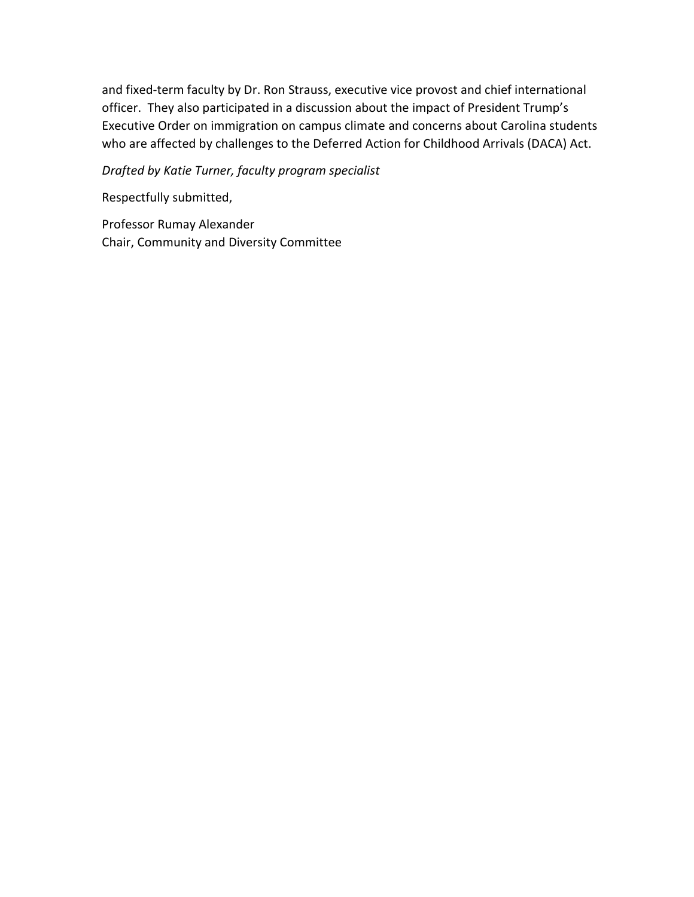and fixed-term faculty by Dr. Ron Strauss, executive vice provost and chief international officer. They also participated in a discussion about the impact of President Trump's Executive Order on immigration on campus climate and concerns about Carolina students who are affected by challenges to the Deferred Action for Childhood Arrivals (DACA) Act.

*Drafted by Katie Turner, faculty program specialist*

Respectfully submitted,

Professor Rumay Alexander
Chair, Community and Diversity Committee